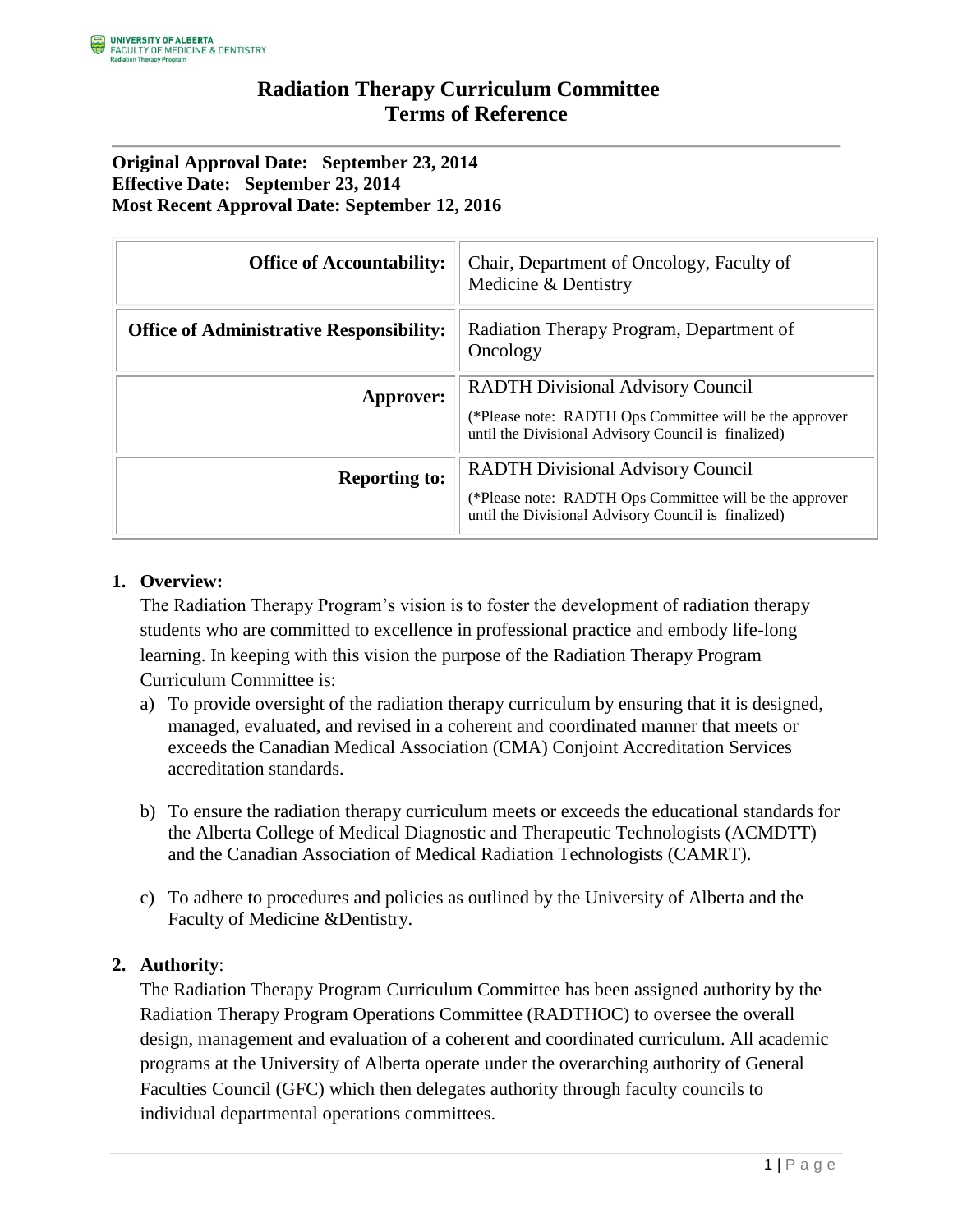# Radiation Therapy Curriculum Committee
# Terms of Reference

**Original Approval Date: September 23, 2014**
**Effective Date: September 23, 2014**
**Most Recent Approval Date: September 12, 2016**

| | |
|---|---|
| **Office of Accountability:** | Chair, Department of Oncology, Faculty of Medicine & Dentistry |
| **Office of Administrative Responsibility:** | Radiation Therapy Program, Department of Oncology |
| **Approver:** | RADTH Divisional Advisory Council (*Please note: RADTH Ops Committee will be the approver until the Divisional Advisory Council is finalized) |
| **Reporting to:** | RADTH Divisional Advisory Council (*Please note: RADTH Ops Committee will be the approver until the Divisional Advisory Council is finalized) |

**1. Overview:**

The Radiation Therapy Program's vision is to foster the development of radiation therapy students who are committed to excellence in professional practice and embody life-long learning. In keeping with this vision the purpose of the Radiation Therapy Program Curriculum Committee is:

a) To provide oversight of the radiation therapy curriculum by ensuring that it is designed, managed, evaluated, and revised in a coherent and coordinated manner that meets or exceeds the Canadian Medical Association (CMA) Conjoint Accreditation Services accreditation standards.

b) To ensure the radiation therapy curriculum meets or exceeds the educational standards for the Alberta College of Medical Diagnostic and Therapeutic Technologists (ACMDTT) and the Canadian Association of Medical Radiation Technologists (CAMRT).

c) To adhere to procedures and policies as outlined by the University of Alberta and the Faculty of Medicine &Dentistry.

**2. Authority**:

The Radiation Therapy Program Curriculum Committee has been assigned authority by the Radiation Therapy Program Operations Committee (RADTHOC) to oversee the overall design, management and evaluation of a coherent and coordinated curriculum. All academic programs at the University of Alberta operate under the overarching authority of General Faculties Council (GFC) which then delegates authority through faculty councils to individual departmental operations committees.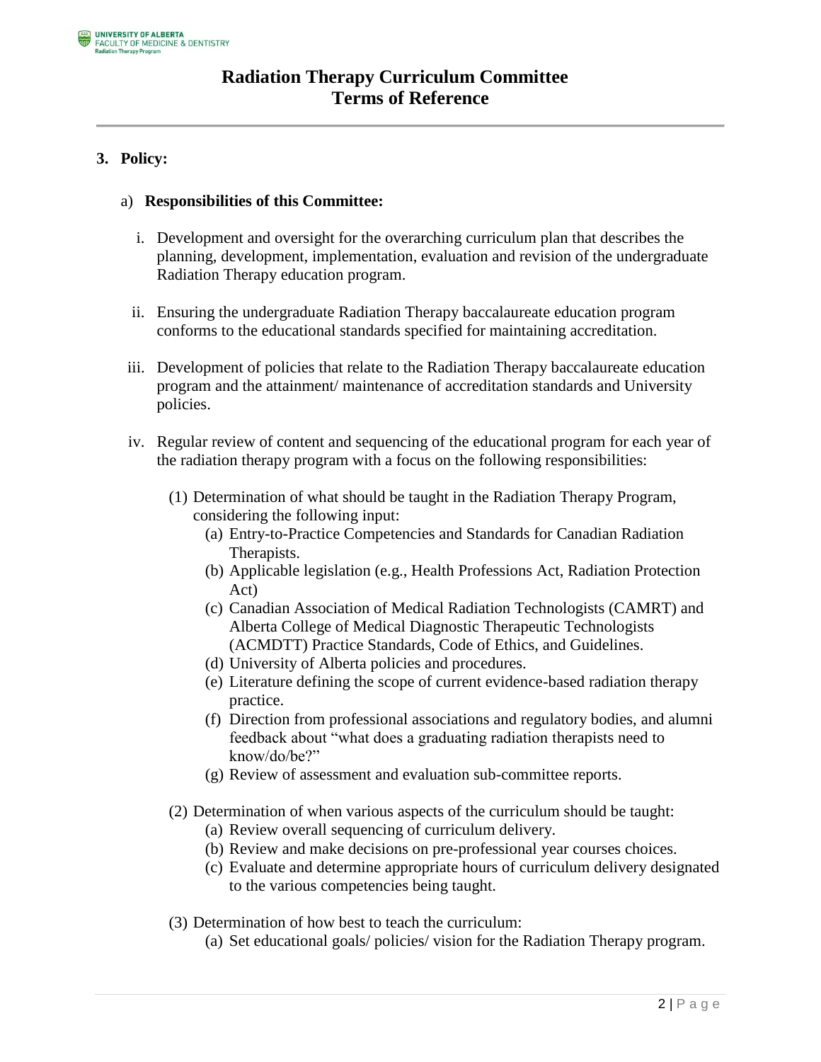# Radiation Therapy Curriculum Committee Terms of Reference

## 3. Policy:

a) **Responsibilities of this Committee:**

i. Development and oversight for the overarching curriculum plan that describes the planning, development, implementation, evaluation and revision of the undergraduate Radiation Therapy education program.

ii. Ensuring the undergraduate Radiation Therapy baccalaureate education program conforms to the educational standards specified for maintaining accreditation.

iii. Development of policies that relate to the Radiation Therapy baccalaureate education program and the attainment/ maintenance of accreditation standards and University policies.

iv. Regular review of content and sequencing of the educational program for each year of the radiation therapy program with a focus on the following responsibilities:

(1) Determination of what should be taught in the Radiation Therapy Program, considering the following input:

(a) Entry-to-Practice Competencies and Standards for Canadian Radiation Therapists.

(b) Applicable legislation (e.g., Health Professions Act, Radiation Protection Act)

(c) Canadian Association of Medical Radiation Technologists (CAMRT) and Alberta College of Medical Diagnostic Therapeutic Technologists (ACMDTT) Practice Standards, Code of Ethics, and Guidelines.

(d) University of Alberta policies and procedures.

(e) Literature defining the scope of current evidence-based radiation therapy practice.

(f) Direction from professional associations and regulatory bodies, and alumni feedback about "what does a graduating radiation therapists need to know/do/be?"

(g) Review of assessment and evaluation sub-committee reports.

(2) Determination of when various aspects of the curriculum should be taught:

(a) Review overall sequencing of curriculum delivery.

(b) Review and make decisions on pre-professional year courses choices.

(c) Evaluate and determine appropriate hours of curriculum delivery designated to the various competencies being taught.

(3) Determination of how best to teach the curriculum:

(a) Set educational goals/ policies/ vision for the Radiation Therapy program.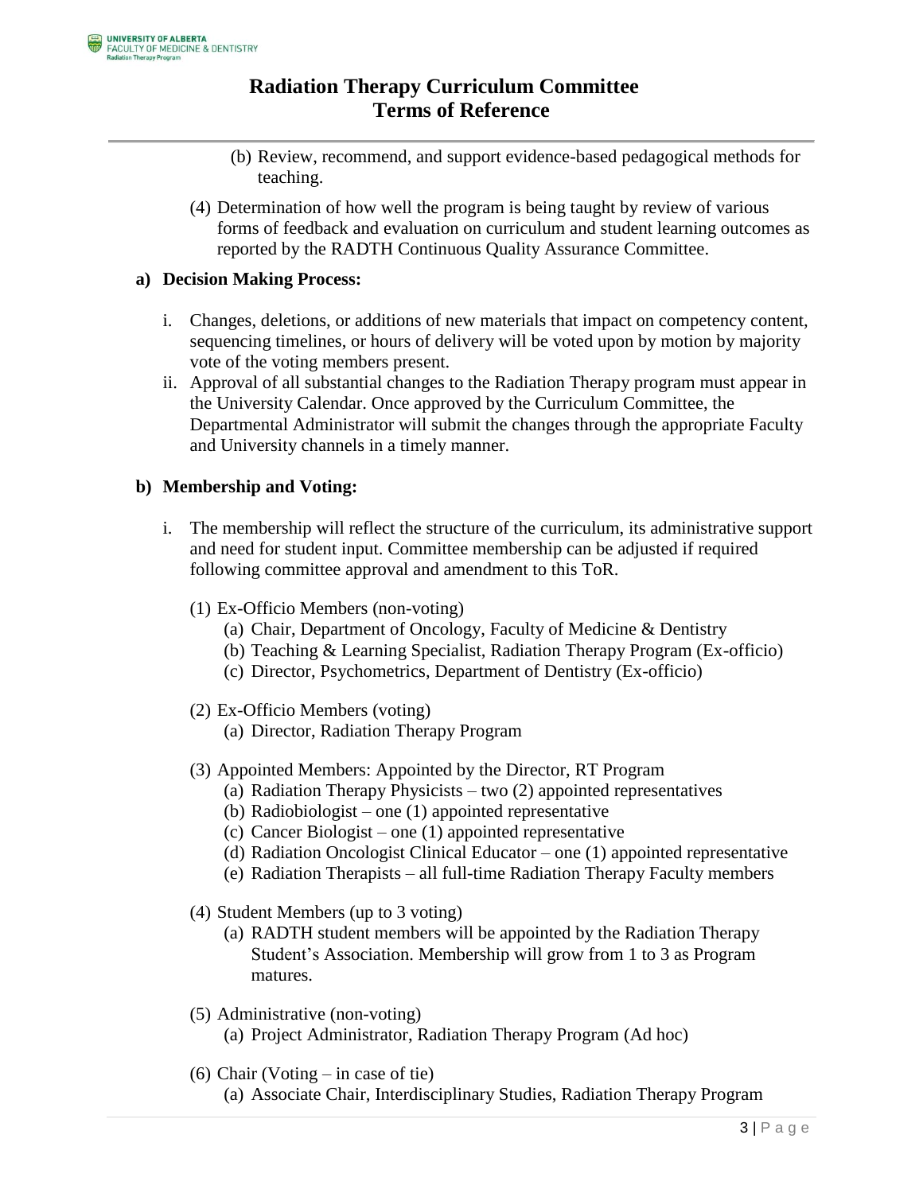(b) Review, recommend, and support evidence-based pedagogical methods for teaching.

(4) Determination of how well the program is being taught by review of various forms of feedback and evaluation on curriculum and student learning outcomes as reported by the RADTH Continuous Quality Assurance Committee.

**a) Decision Making Process:**

i. Changes, deletions, or additions of new materials that impact on competency content, sequencing timelines, or hours of delivery will be voted upon by motion by majority vote of the voting members present.

ii. Approval of all substantial changes to the Radiation Therapy program must appear in the University Calendar. Once approved by the Curriculum Committee, the Departmental Administrator will submit the changes through the appropriate Faculty and University channels in a timely manner.

**b) Membership and Voting:**

i. The membership will reflect the structure of the curriculum, its administrative support and need for student input. Committee membership can be adjusted if required following committee approval and amendment to this ToR.

(1) Ex-Officio Members (non-voting)
  (a) Chair, Department of Oncology, Faculty of Medicine & Dentistry
  (b) Teaching & Learning Specialist, Radiation Therapy Program (Ex-officio)
  (c) Director, Psychometrics, Department of Dentistry (Ex-officio)

(2) Ex-Officio Members (voting)
  (a) Director, Radiation Therapy Program

(3) Appointed Members: Appointed by the Director, RT Program
  (a) Radiation Therapy Physicists – two (2) appointed representatives
  (b) Radiobiologist – one (1) appointed representative
  (c) Cancer Biologist – one (1) appointed representative
  (d) Radiation Oncologist Clinical Educator – one (1) appointed representative
  (e) Radiation Therapists – all full-time Radiation Therapy Faculty members

(4) Student Members (up to 3 voting)
  (a) RADTH student members will be appointed by the Radiation Therapy Student's Association. Membership will grow from 1 to 3 as Program matures.

(5) Administrative (non-voting)
  (a) Project Administrator, Radiation Therapy Program (Ad hoc)

(6) Chair (Voting – in case of tie)
  (a) Associate Chair, Interdisciplinary Studies, Radiation Therapy Program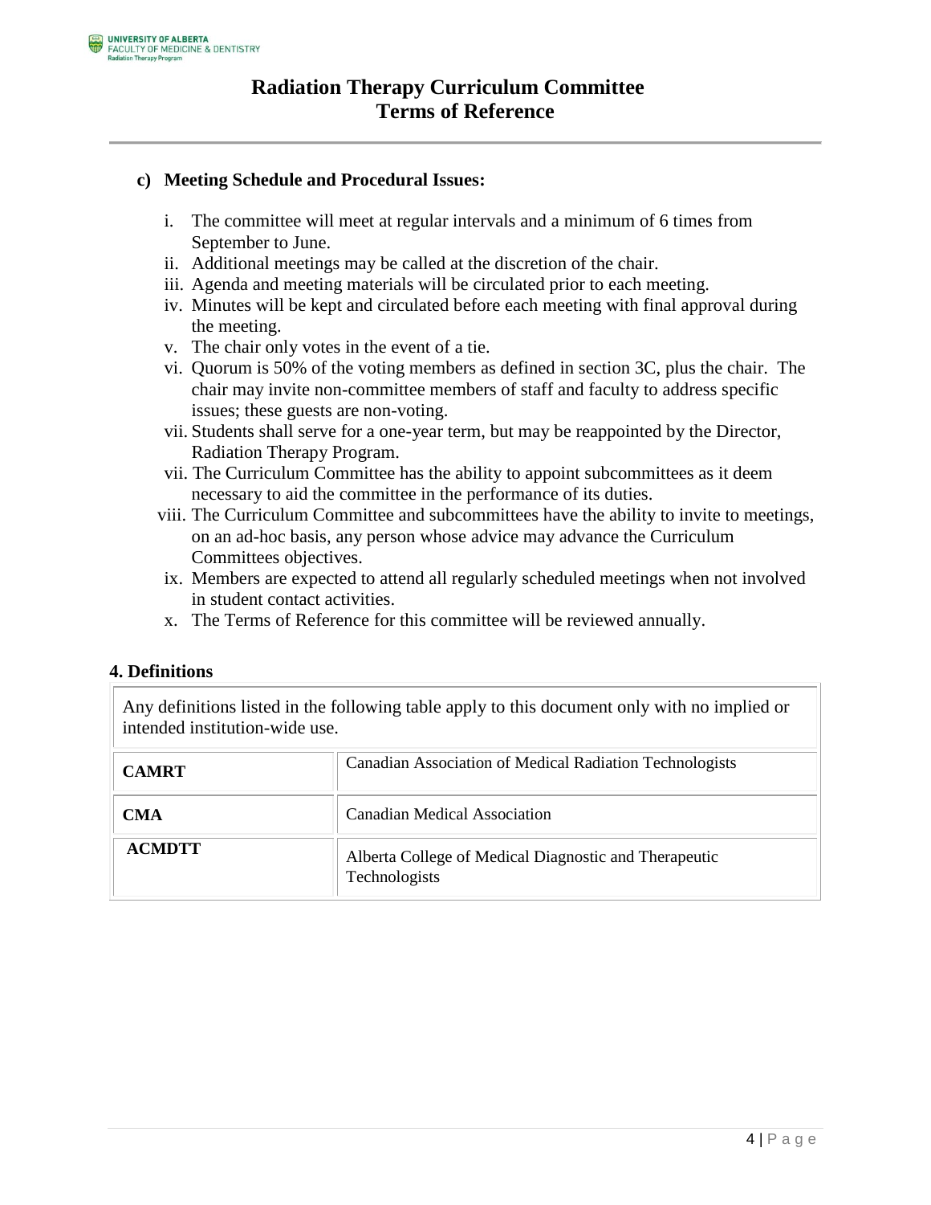# Radiation Therapy Curriculum Committee Terms of Reference

**c) Meeting Schedule and Procedural Issues:**

i. The committee will meet at regular intervals and a minimum of 6 times from September to June.
ii. Additional meetings may be called at the discretion of the chair.
iii. Agenda and meeting materials will be circulated prior to each meeting.
iv. Minutes will be kept and circulated before each meeting with final approval during the meeting.
v. The chair only votes in the event of a tie.
vi. Quorum is 50% of the voting members as defined in section 3C, plus the chair. The chair may invite non-committee members of staff and faculty to address specific issues; these guests are non-voting.
vii. Students shall serve for a one-year term, but may be reappointed by the Director, Radiation Therapy Program.
vii. The Curriculum Committee has the ability to appoint subcommittees as it deem necessary to aid the committee in the performance of its duties.
viii. The Curriculum Committee and subcommittees have the ability to invite to meetings, on an ad-hoc basis, any person whose advice may advance the Curriculum Committees objectives.
ix. Members are expected to attend all regularly scheduled meetings when not involved in student contact activities.
x. The Terms of Reference for this committee will be reviewed annually.

## 4. Definitions

Any definitions listed in the following table apply to this document only with no implied or intended institution-wide use.

| | |
|---|---|
| **CAMRT** | Canadian Association of Medical Radiation Technologists |
| **CMA** | Canadian Medical Association |
| **ACMDTT** | Alberta College of Medical Diagnostic and Therapeutic Technologists |